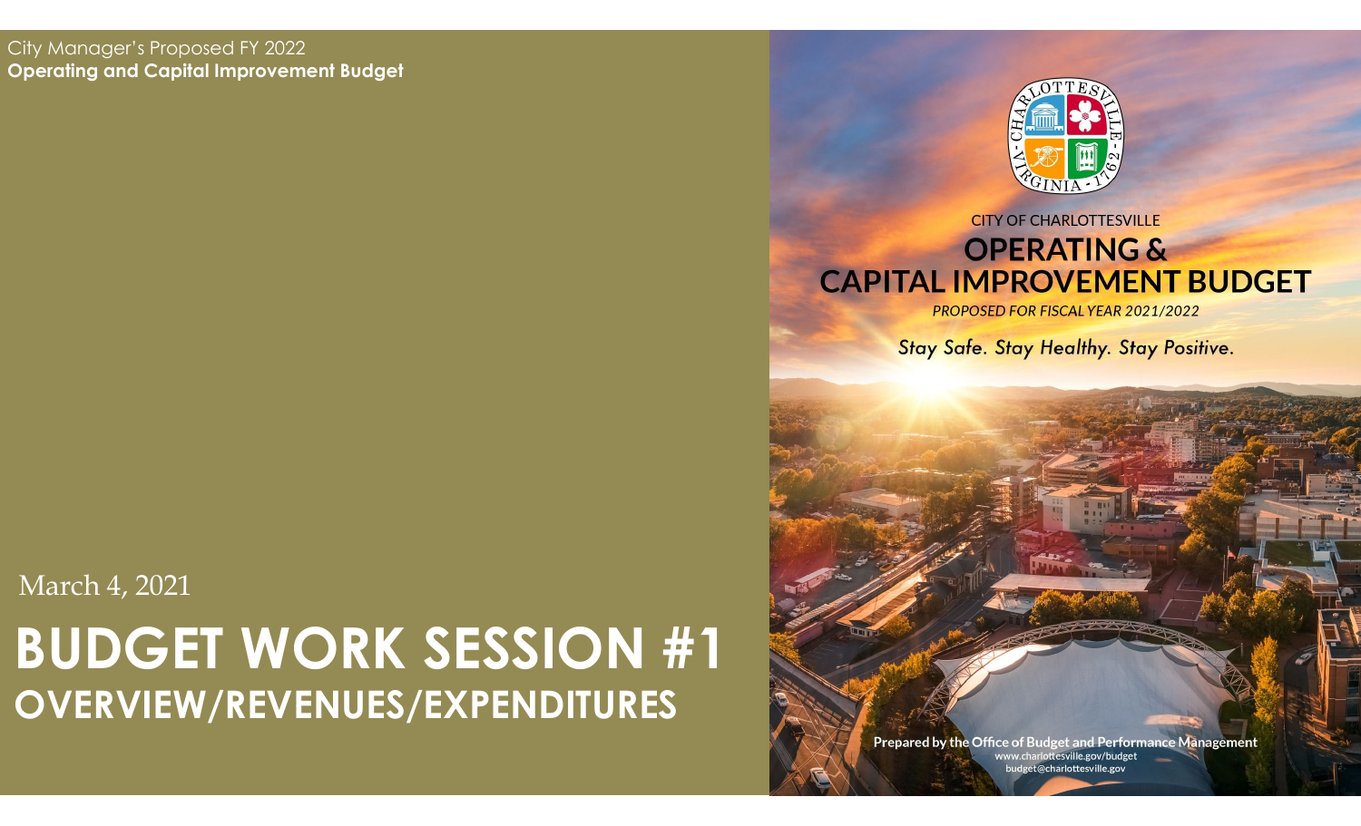City Manager's Proposed FY 2022
**Operating and Capital Improvement Budget**

CITY OF CHARLOTTESVILLE

# OPERATING & CAPITAL IMPROVEMENT BUDGET

*PROPOSED FOR FISCAL YEAR 2021/2022*

*Stay Safe. Stay Healthy. Stay Positive.*

**Prepared by the Office of Budget and Performance Management**
www.charlottesville.gov/budget
budget@charlottesville.gov

March 4, 2021

# BUDGET WORK SESSION #1

## OVERVIEW/REVENUES/EXPENDITURES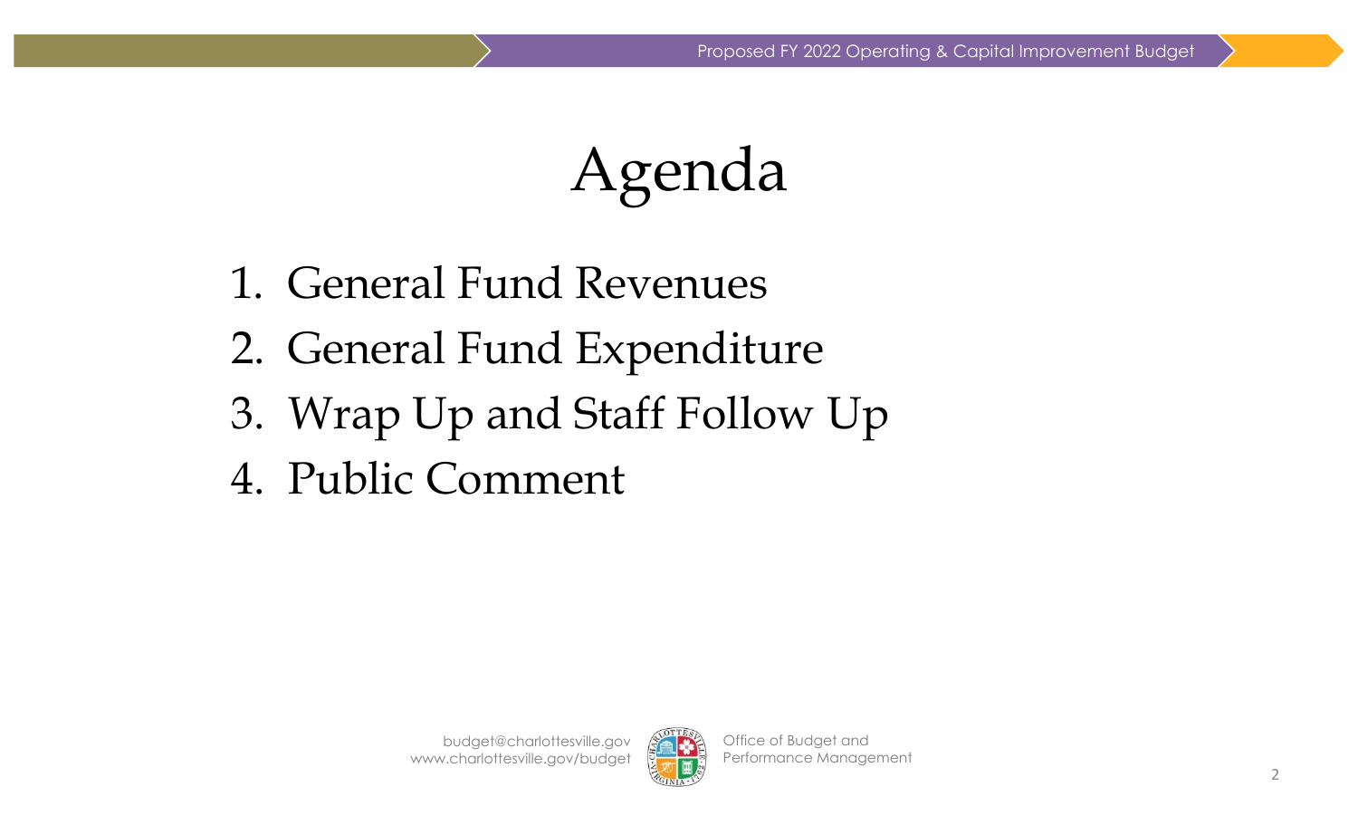# Agenda

1. General Fund Revenues
2. General Fund Expenditure
3. Wrap Up and Staff Follow Up
4. Public Comment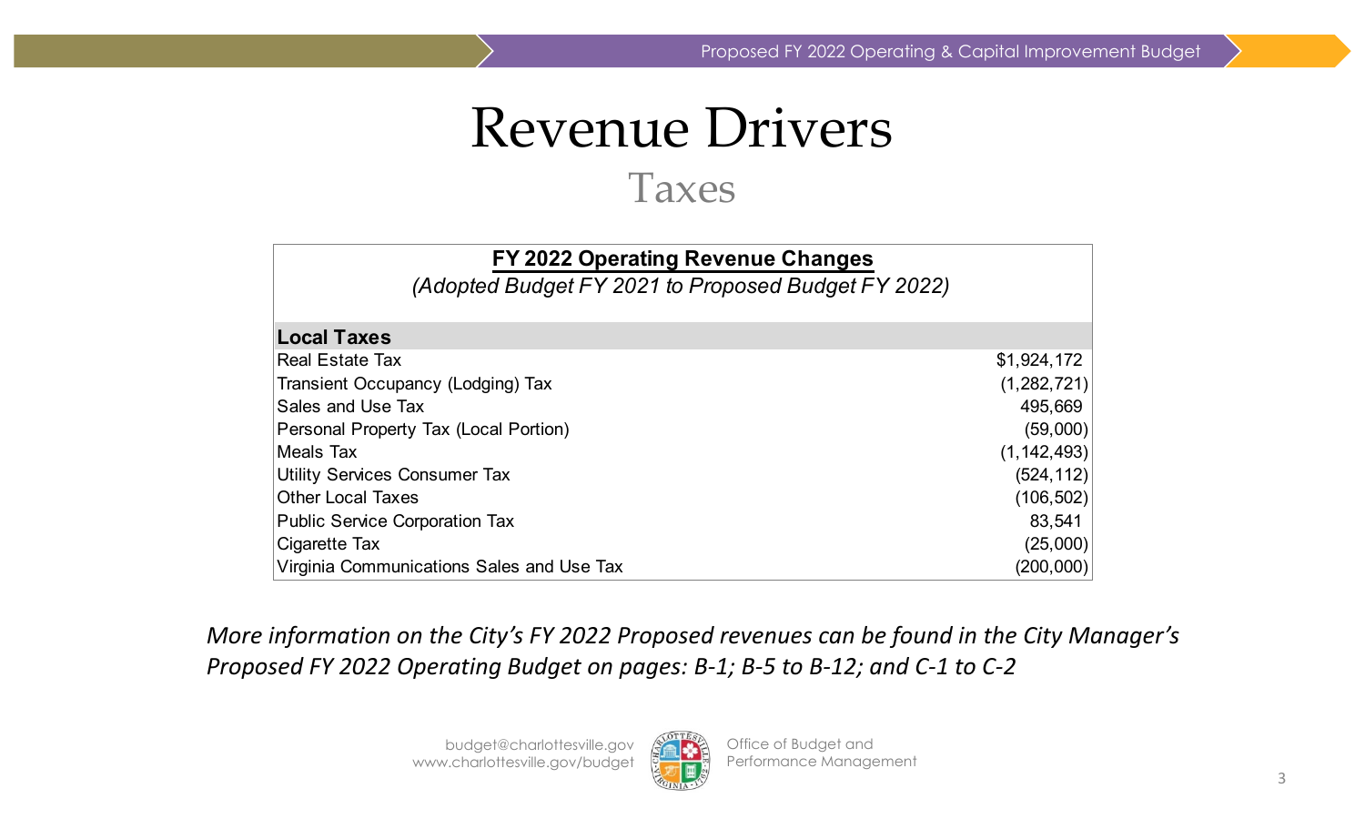// Revenue Drivers

# Revenue Drivers

## Taxes

**FY 2022 Operating Revenue Changes**

*(Adopted Budget FY 2021 to Proposed Budget FY 2022)*

| Local Taxes | |
|---|---|
| Real Estate Tax | $1,924,172 |
| Transient Occupancy (Lodging) Tax | (1,282,721) |
| Sales and Use Tax | 495,669 |
| Personal Property Tax (Local Portion) | (59,000) |
| Meals Tax | (1,142,493) |
| Utility Services Consumer Tax | (524,112) |
| Other Local Taxes | (106,502) |
| Public Service Corporation Tax | 83,541 |
| Cigarette Tax | (25,000) |
| Virginia Communications Sales and Use Tax | (200,000) |

*More information on the City's FY 2022 Proposed revenues can be found in the City Manager's Proposed FY 2022 Operating Budget on pages: B-1; B-5 to B-12; and C-1 to C-2*

budget@charlottesville.gov
www.charlottesville.gov/budget

Office of Budget and Performance Management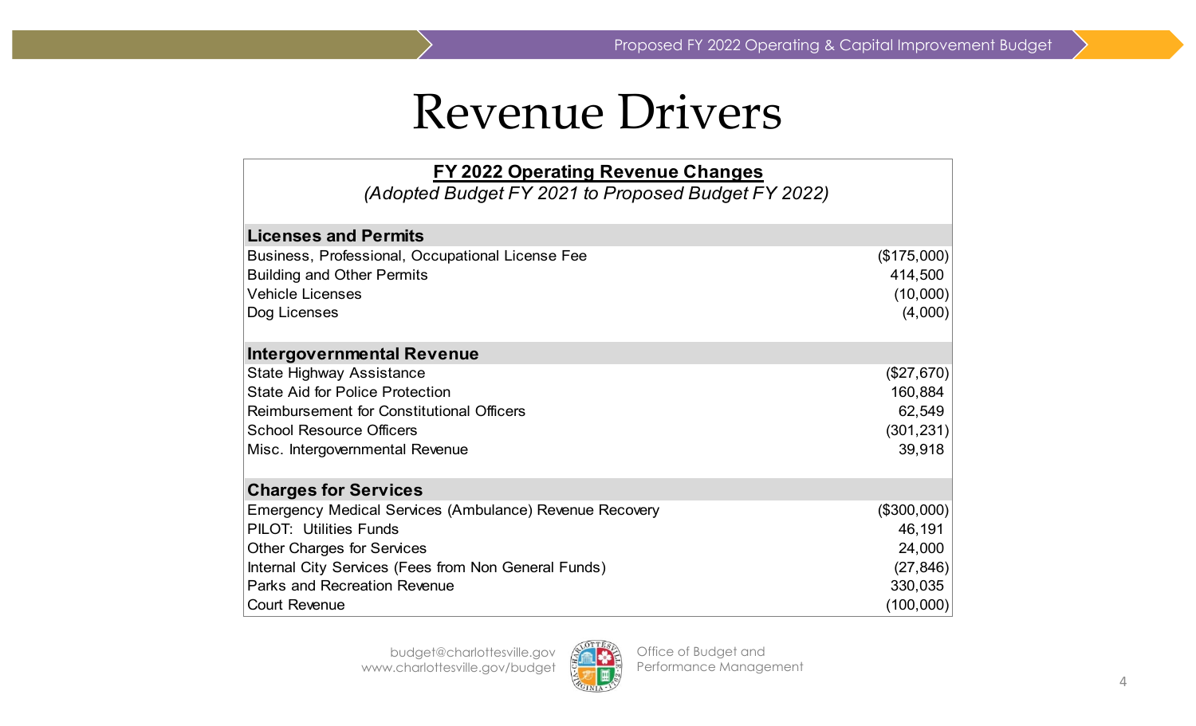# Revenue Drivers

| **FY 2022 Operating Revenue Changes** *(Adopted Budget FY 2021 to Proposed Budget FY 2022)* | |
|---|---|
| **Licenses and Permits** | |
| Business, Professional, Occupational License Fee | ($175,000) |
| Building and Other Permits | 414,500 |
| Vehicle Licenses | (10,000) |
| Dog Licenses | (4,000) |
| **Intergovernmental Revenue** | |
| State Highway Assistance | ($27,670) |
| State Aid for Police Protection | 160,884 |
| Reimbursement for Constitutional Officers | 62,549 |
| School Resource Officers | (301,231) |
| Misc. Intergovernmental Revenue | 39,918 |
| **Charges for Services** | |
| Emergency Medical Services (Ambulance) Revenue Recovery | ($300,000) |
| PILOT: Utilities Funds | 46,191 |
| Other Charges for Services | 24,000 |
| Internal City Services (Fees from Non General Funds) | (27,846) |
| Parks and Recreation Revenue | 330,035 |
| Court Revenue | (100,000) |

budget@charlottesville.gov
www.charlottesville.gov/budget

Office of Budget and Performance Management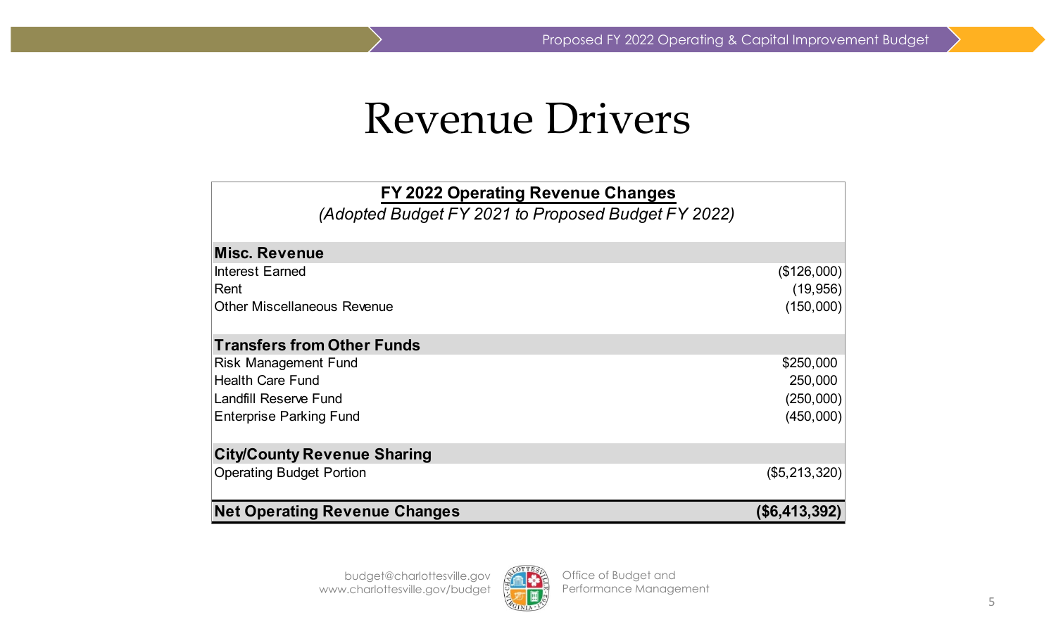# Revenue Drivers

**FY 2022 Operating Revenue Changes**

*(Adopted Budget FY 2021 to Proposed Budget FY 2022)*

| | |
|---|---|
| **Misc. Revenue** | |
| Interest Earned | ($126,000) |
| Rent | (19,956) |
| Other Miscellaneous Revenue | (150,000) |
| **Transfers from Other Funds** | |
| Risk Management Fund | $250,000 |
| Health Care Fund | 250,000 |
| Landfill Reserve Fund | (250,000) |
| Enterprise Parking Fund | (450,000) |
| **City/County Revenue Sharing** | |
| Operating Budget Portion | ($5,213,320) |
| **Net Operating Revenue Changes** | **($6,413,392)** |

budget@charlottesville.gov
www.charlottesville.gov/budget

Office of Budget and Performance Management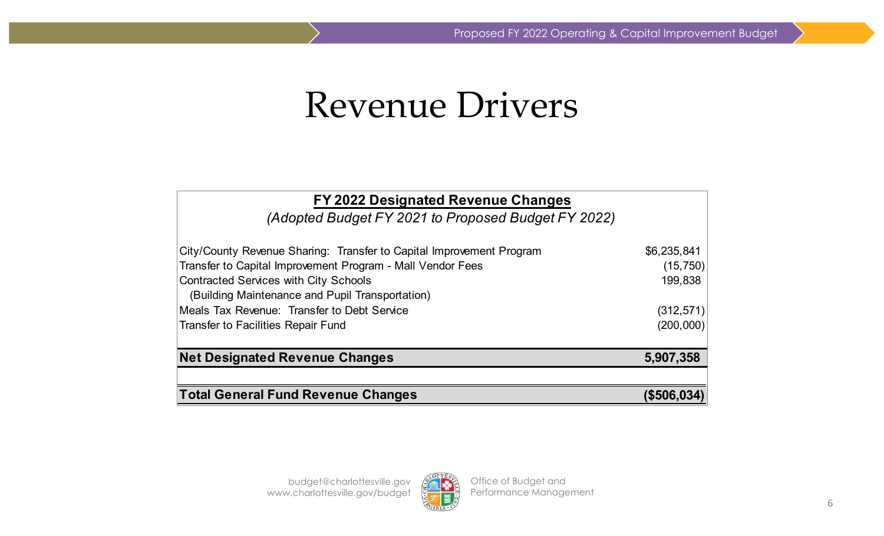# Revenue Drivers

| FY 2022 Designated Revenue Changes *(Adopted Budget FY 2021 to Proposed Budget FY 2022)* | |
|---|---|
| City/County Revenue Sharing: Transfer to Capital Improvement Program | $6,235,841 |
| Transfer to Capital Improvement Program - Mall Vendor Fees | (15,750) |
| Contracted Services with City Schools (Building Maintenance and Pupil Transportation) | 199,838 |
| Meals Tax Revenue: Transfer to Debt Service | (312,571) |
| Transfer to Facilities Repair Fund | (200,000) |
| **Net Designated Revenue Changes** | **5,907,358** |
| **Total General Fund Revenue Changes** | **($506,034)** |

budget@charlottesville.gov
www.charlottesville.gov/budget

Office of Budget and Performance Management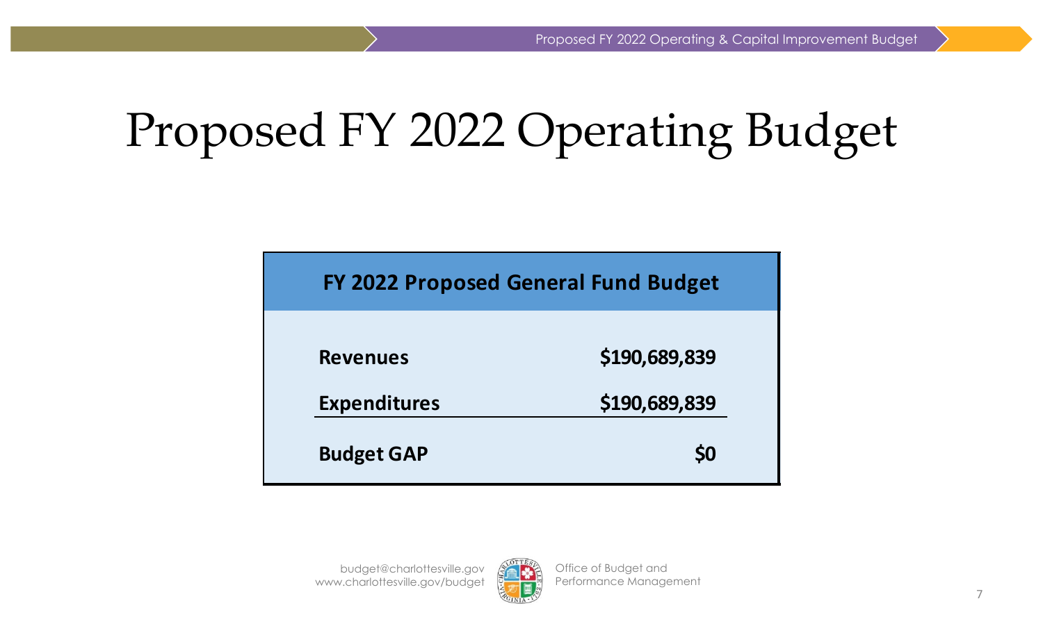# Proposed FY 2022 Operating Budget

| FY 2022 Proposed General Fund Budget | |
|---|---|
| **Revenues** | **$190,689,839** |
| **Expenditures** | **$190,689,839** |
| **Budget GAP** | **$0** |

budget@charlottesville.gov
www.charlottesville.gov/budget

Office of Budget and Performance Management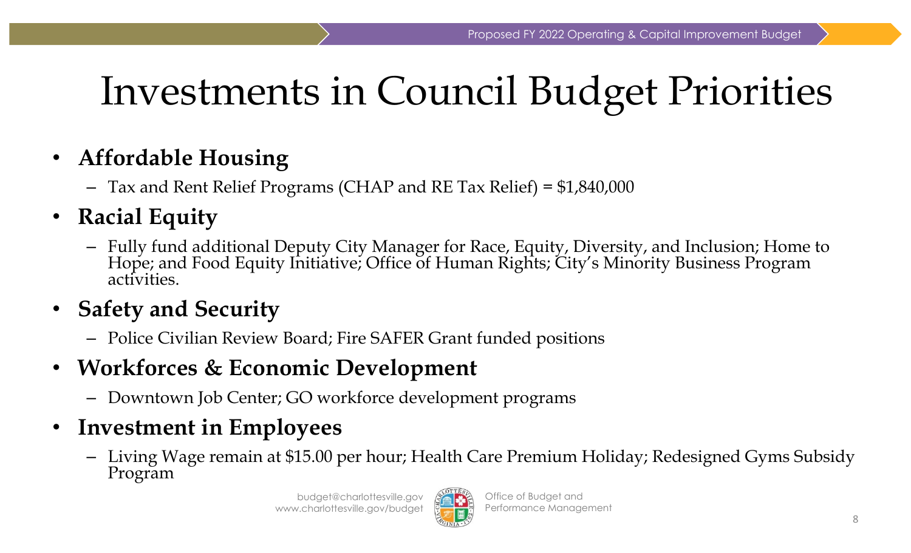# Investments in Council Budget Priorities

- **Affordable Housing**
  - Tax and Rent Relief Programs (CHAP and RE Tax Relief) = $1,840,000
- **Racial Equity**
  - Fully fund additional Deputy City Manager for Race, Equity, Diversity, and Inclusion; Home to Hope; and Food Equity Initiative; Office of Human Rights; City's Minority Business Program activities.
- **Safety and Security**
  - Police Civilian Review Board; Fire SAFER Grant funded positions
- **Workforces & Economic Development**
  - Downtown Job Center; GO workforce development programs
- **Investment in Employees**
  - Living Wage remain at $15.00 per hour; Health Care Premium Holiday; Redesigned Gyms Subsidy Program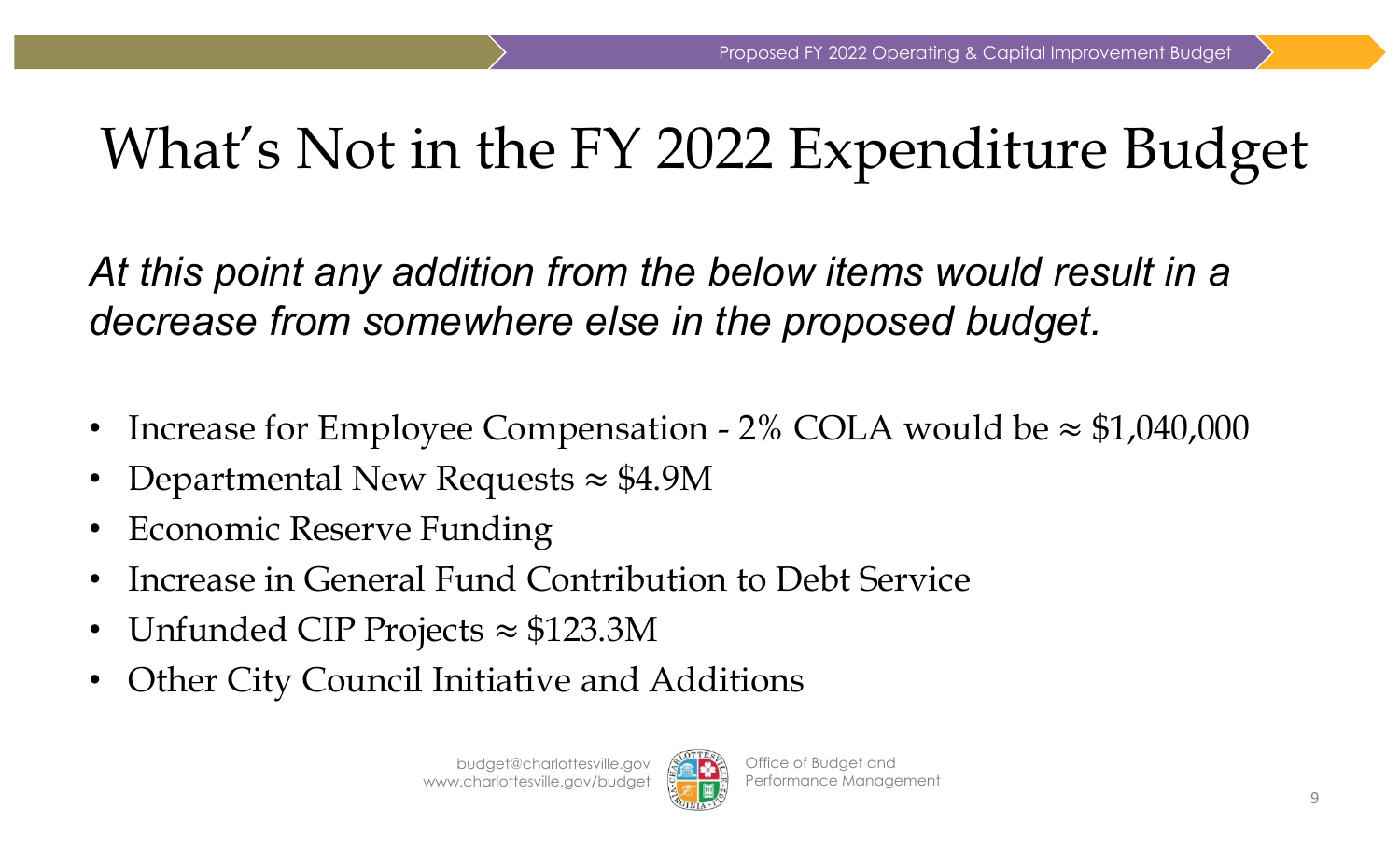# What's Not in the FY 2022 Expenditure Budget

*At this point any addition from the below items would result in a decrease from somewhere else in the proposed budget.*

- Increase for Employee Compensation - 2% COLA would be ≈ $1,040,000
- Departmental New Requests ≈ $4.9M
- Economic Reserve Funding
- Increase in General Fund Contribution to Debt Service
- Unfunded CIP Projects ≈ $123.3M
- Other City Council Initiative and Additions

budget@charlottesville.gov
www.charlottesville.gov/budget

Office of Budget and Performance Management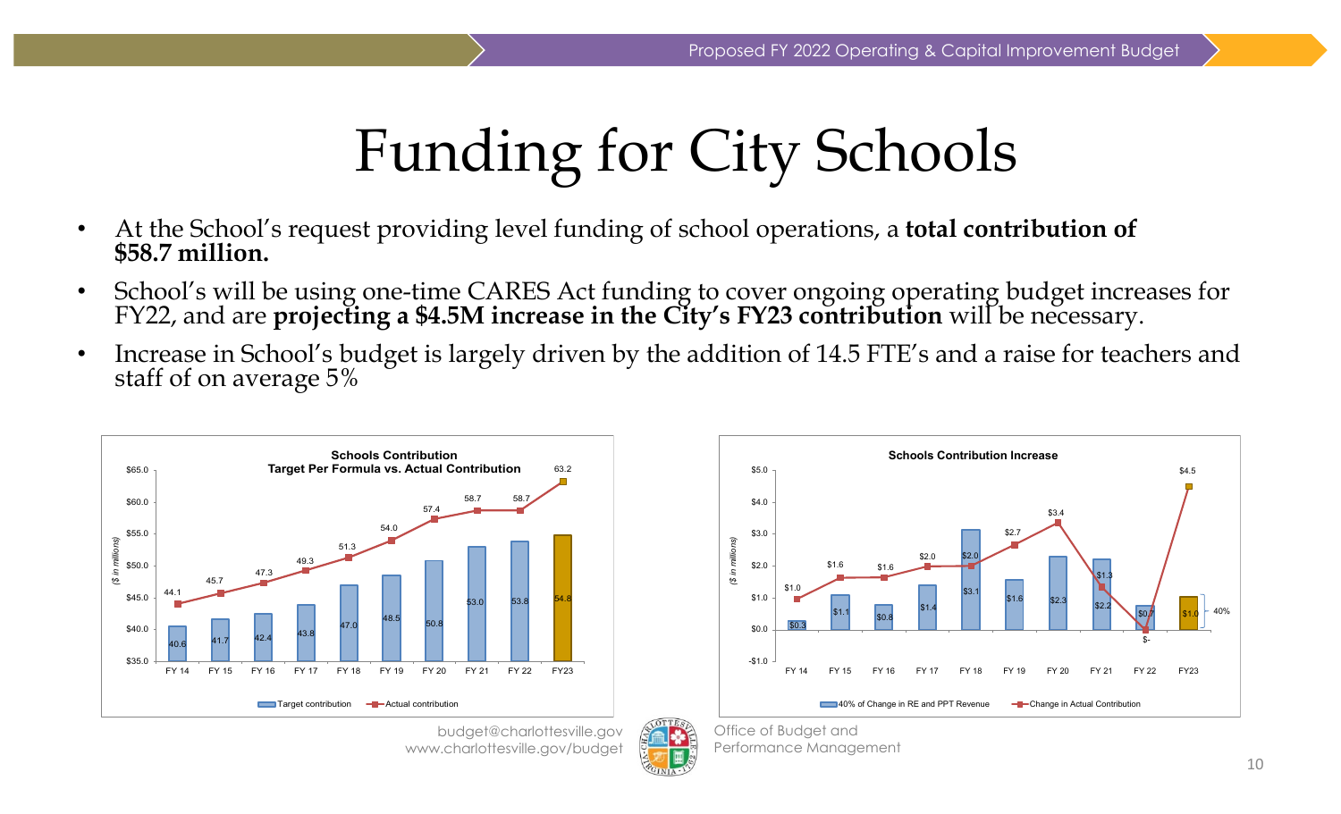# Funding for City Schools

- At the School's request providing level funding of school operations, a **total contribution of $58.7 million.**
- School's will be using one-time CARES Act funding to cover ongoing operating budget increases for FY22, and are **projecting a $4.5M increase in the City's FY23 contribution** will be necessary.
- Increase in School's budget is largely driven by the addition of 14.5 FTE's and a raise for teachers and staff of on average 5%

**Schools Contribution — Target Per Formula vs. Actual Contribution** ($ in millions)

| | FY 14 | FY 15 | FY 16 | FY 17 | FY 18 | FY 19 | FY 20 | FY 21 | FY 22 | FY23 |
|---|---|---|---|---|---|---|---|---|---|---|
| Target contribution | 40.6 | 41.7 | 42.4 | 43.8 | 47.0 | 48.5 | 50.8 | 53.0 | 53.8 | 54.8 |
| Actual contribution | 44.1 | 45.7 | 47.3 | 49.3 | 51.3 | 54.0 | 57.4 | 58.7 | 58.7 | 63.2 |

**Schools Contribution Increase** ($ in millions)

| | FY 14 | FY 15 | FY 16 | FY 17 | FY 18 | FY 19 | FY 20 | FY 21 | FY 22 | FY23 |
|---|---|---|---|---|---|---|---|---|---|---|
| 40% of Change in RE and PPT Revenue | $0.3 | $1.1 | $0.8 | $1.4 | $3.1 | $1.6 | $2.3 | $2.2 | $0.7 | $1.0 |
| Change in Actual Contribution | $1.0 | $1.6 | $1.6 | $2.0 | $2.0 | $2.7 | $3.4 | $1.3 | $- | $4.5 |

40%

budget@charlottesville.gov
www.charlottesville.gov/budget

Office of Budget and Performance Management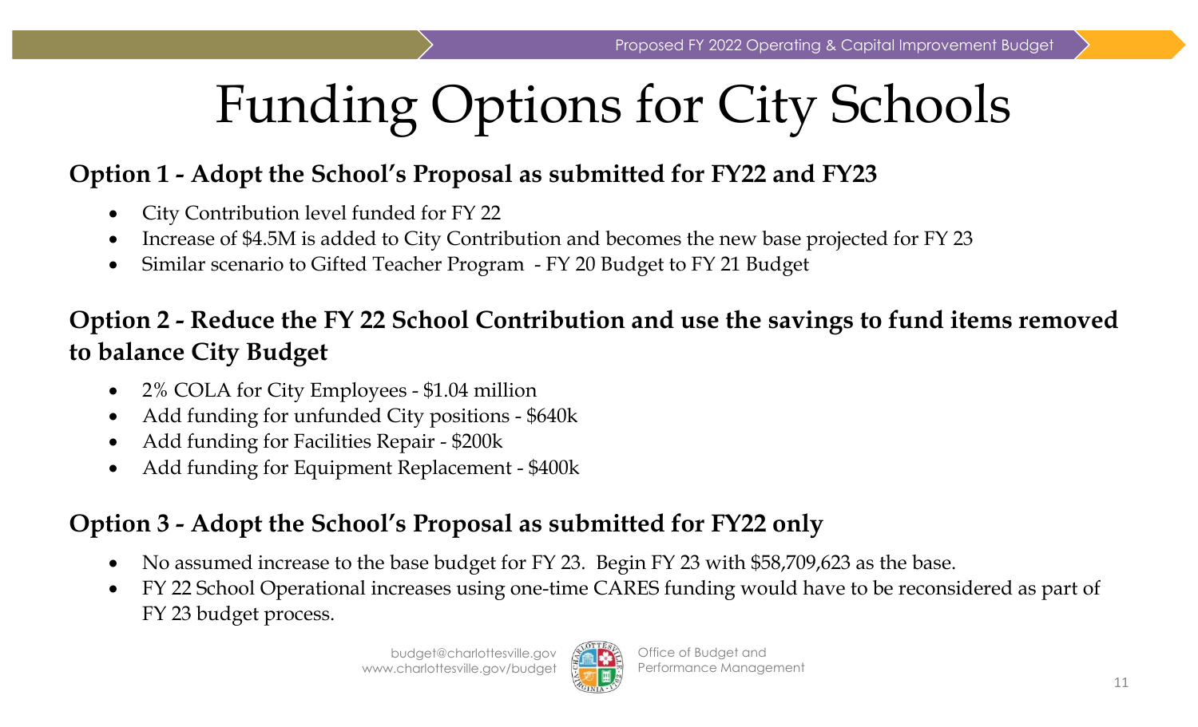# Funding Options for City Schools

**Option 1 - Adopt the School's Proposal as submitted for FY22 and FY23**

- City Contribution level funded for FY 22
- Increase of $4.5M is added to City Contribution and becomes the new base projected for FY 23
- Similar scenario to Gifted Teacher Program - FY 20 Budget to FY 21 Budget

**Option 2 - Reduce the FY 22 School Contribution and use the savings to fund items removed to balance City Budget**

- 2% COLA for City Employees - $1.04 million
- Add funding for unfunded City positions - $640k
- Add funding for Facilities Repair - $200k
- Add funding for Equipment Replacement - $400k

**Option 3 - Adopt the School's Proposal as submitted for FY22 only**

- No assumed increase to the base budget for FY 23. Begin FY 23 with $58,709,623 as the base.
- FY 22 School Operational increases using one-time CARES funding would have to be reconsidered as part of FY 23 budget process.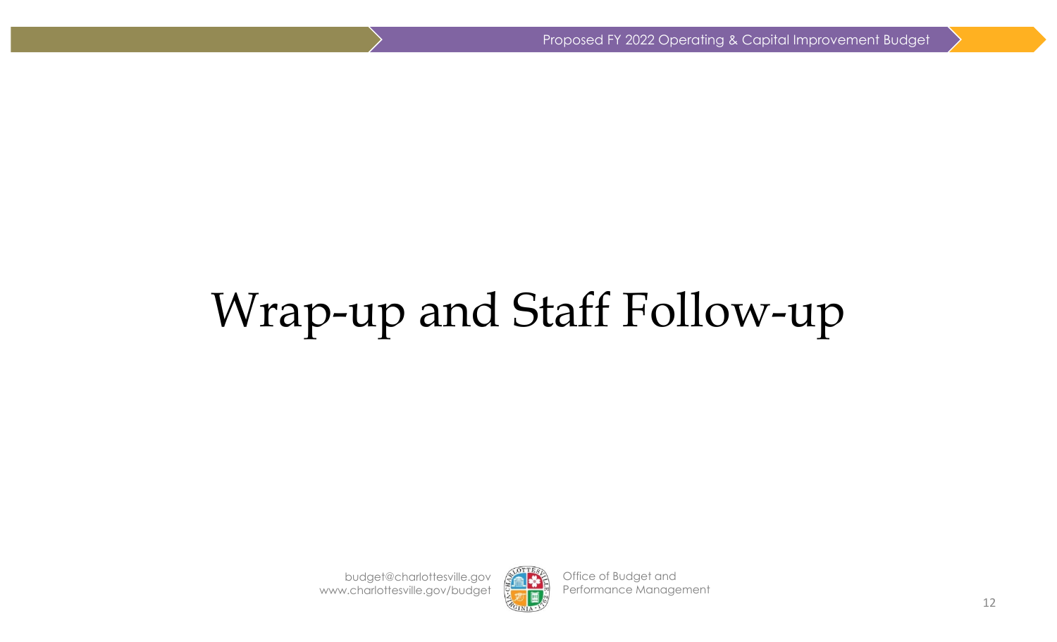# Wrap-up and Staff Follow-up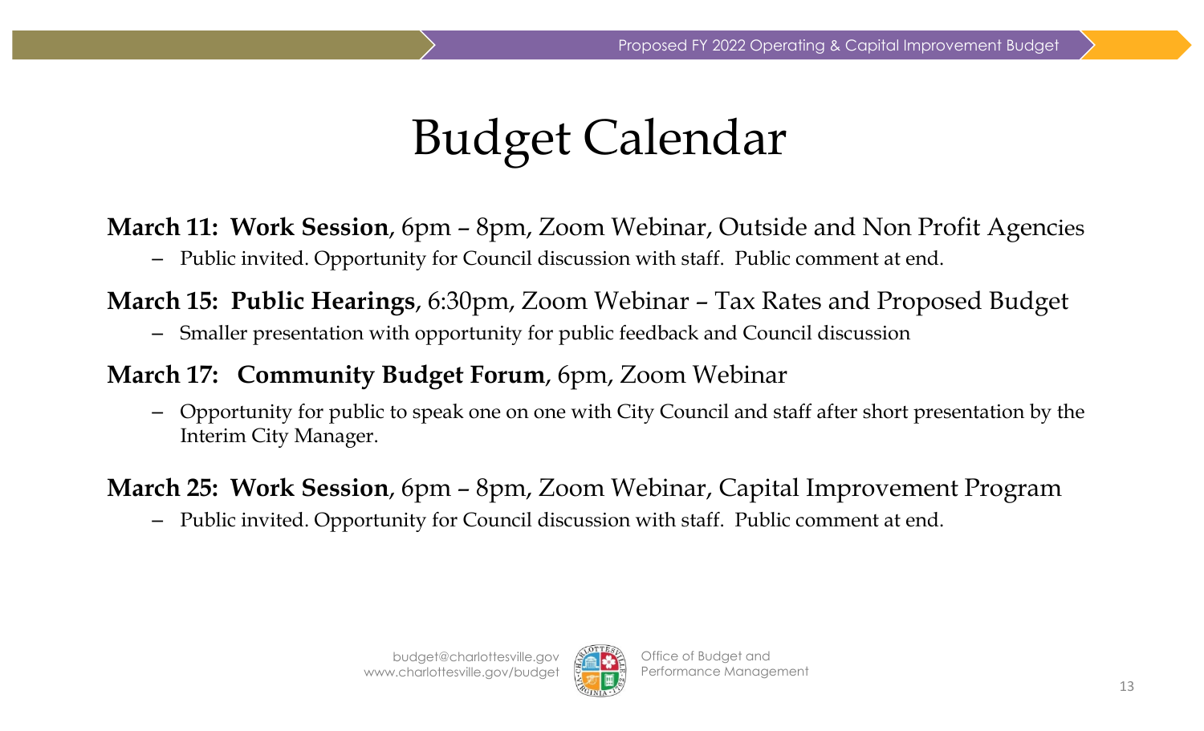# Budget Calendar

**March 11: Work Session**, 6pm – 8pm, Zoom Webinar, Outside and Non Profit Agencies

- Public invited. Opportunity for Council discussion with staff. Public comment at end.

**March 15: Public Hearings**, 6:30pm, Zoom Webinar – Tax Rates and Proposed Budget

- Smaller presentation with opportunity for public feedback and Council discussion

**March 17: Community Budget Forum**, 6pm, Zoom Webinar

- Opportunity for public to speak one on one with City Council and staff after short presentation by the Interim City Manager.

**March 25: Work Session**, 6pm – 8pm, Zoom Webinar, Capital Improvement Program

- Public invited. Opportunity for Council discussion with staff. Public comment at end.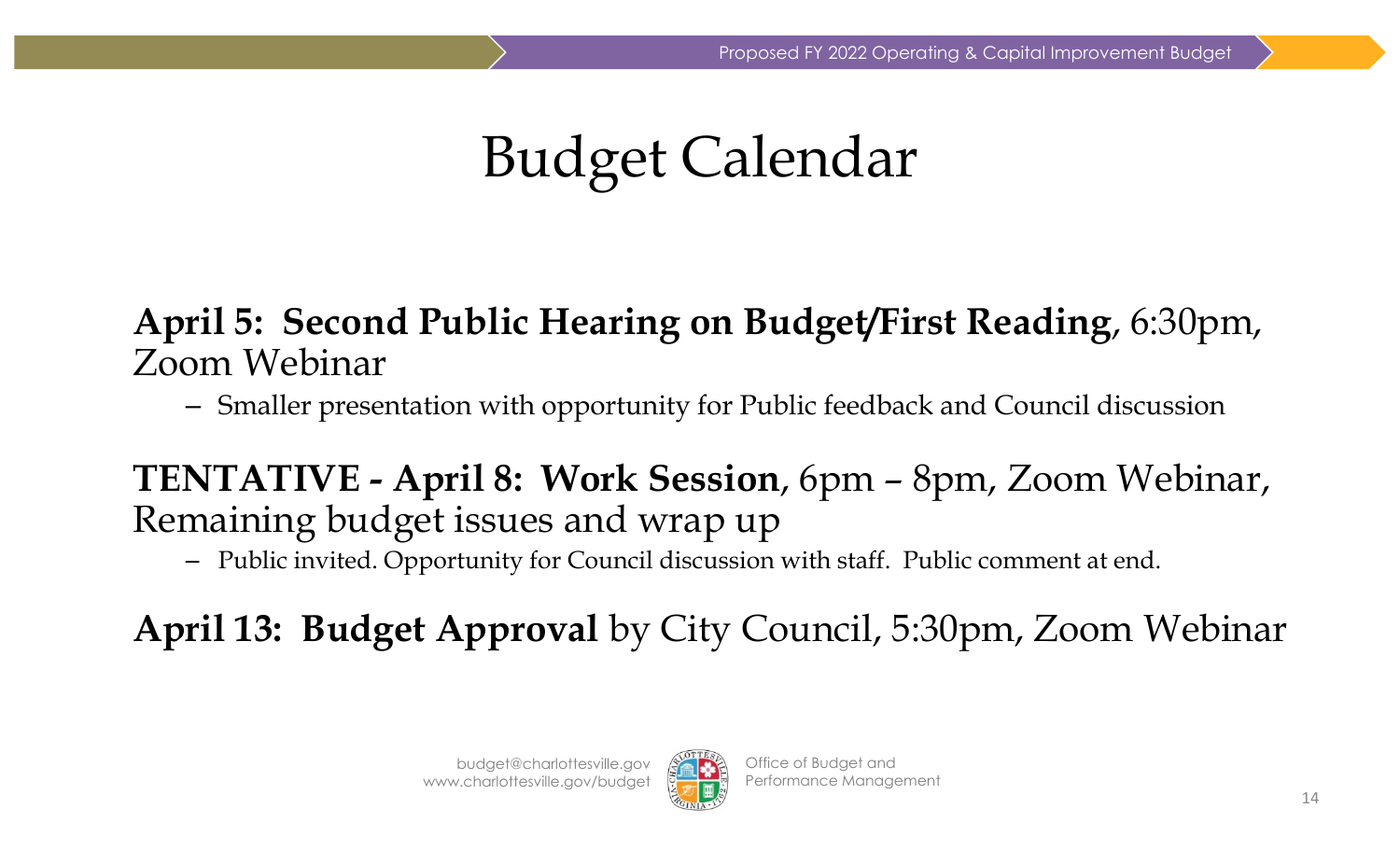# Budget Calendar

**April 5: Second Public Hearing on Budget/First Reading**, 6:30pm, Zoom Webinar

- Smaller presentation with opportunity for Public feedback and Council discussion

**TENTATIVE - April 8: Work Session**, 6pm – 8pm, Zoom Webinar, Remaining budget issues and wrap up

- Public invited. Opportunity for Council discussion with staff. Public comment at end.

**April 13: Budget Approval** by City Council, 5:30pm, Zoom Webinar

budget@charlottesville.gov
www.charlottesville.gov/budget

Office of Budget and Performance Management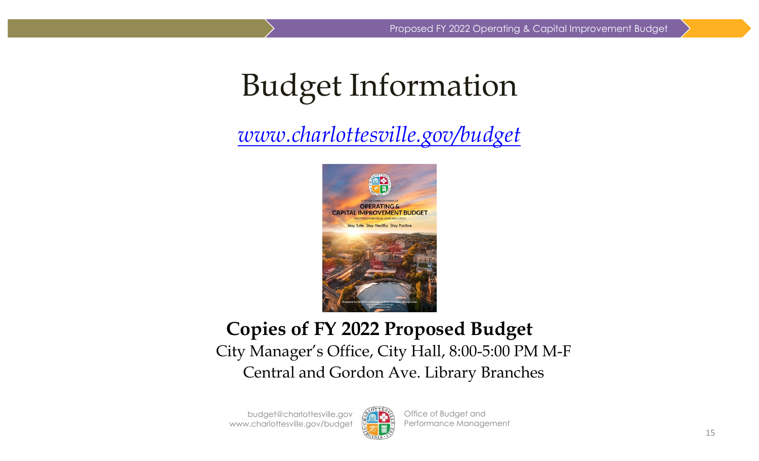# Budget Information

*www.charlottesville.gov/budget*

**Copies of FY 2022 Proposed Budget**

City Manager's Office, City Hall, 8:00-5:00 PM M-F

Central and Gordon Ave. Library Branches

budget@charlottesville.gov
www.charlottesville.gov/budget

Office of Budget and Performance Management